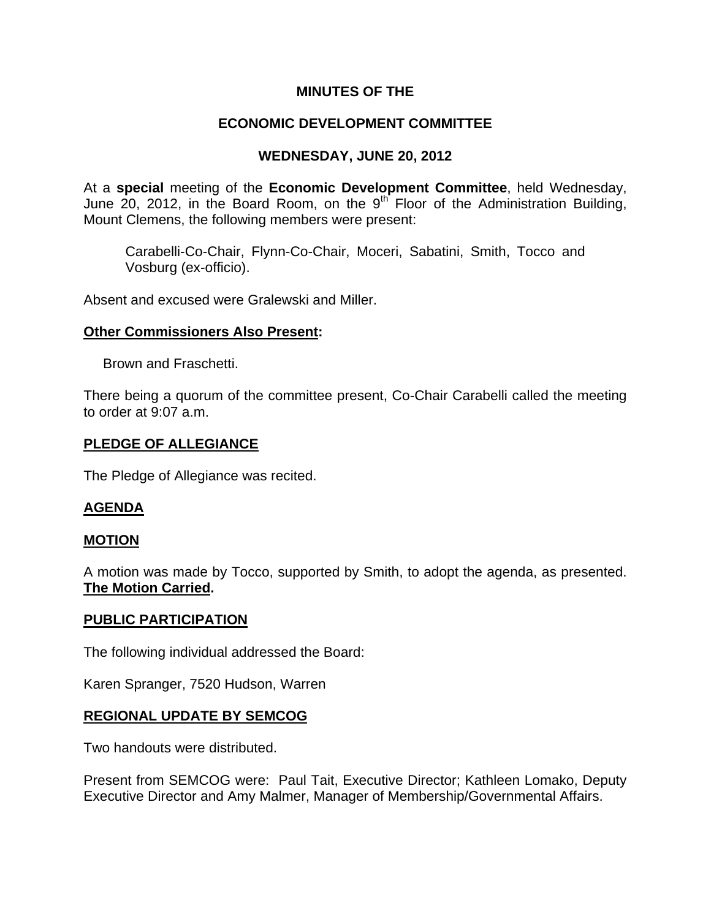**MINUTES OF THE**

**ECONOMIC DEVELOPMENT COMMITTEE**

**WEDNESDAY, JUNE 20, 2012**

At a **special** meeting of the **Economic Development Committee**, held Wednesday, June 20, 2012, in the Board Room, on the 9th Floor of the Administration Building, Mount Clemens, the following members were present:

> Carabelli-Co-Chair, Flynn-Co-Chair, Moceri, Sabatini, Smith, Tocco and Vosburg (ex-officio).

Absent and excused were Gralewski and Miller.

## Other Commissioners Also Present:

> Brown and Fraschetti.

There being a quorum of the committee present, Co-Chair Carabelli called the meeting to order at 9:07 a.m.

## PLEDGE OF ALLEGIANCE

The Pledge of Allegiance was recited.

## AGENDA

## MOTION

A motion was made by Tocco, supported by Smith, to adopt the agenda, as presented. **The Motion Carried.**

## PUBLIC PARTICIPATION

The following individual addressed the Board:

Karen Spranger, 7520 Hudson, Warren

## REGIONAL UPDATE BY SEMCOG

Two handouts were distributed.

Present from SEMCOG were: Paul Tait, Executive Director; Kathleen Lomako, Deputy Executive Director and Amy Malmer, Manager of Membership/Governmental Affairs.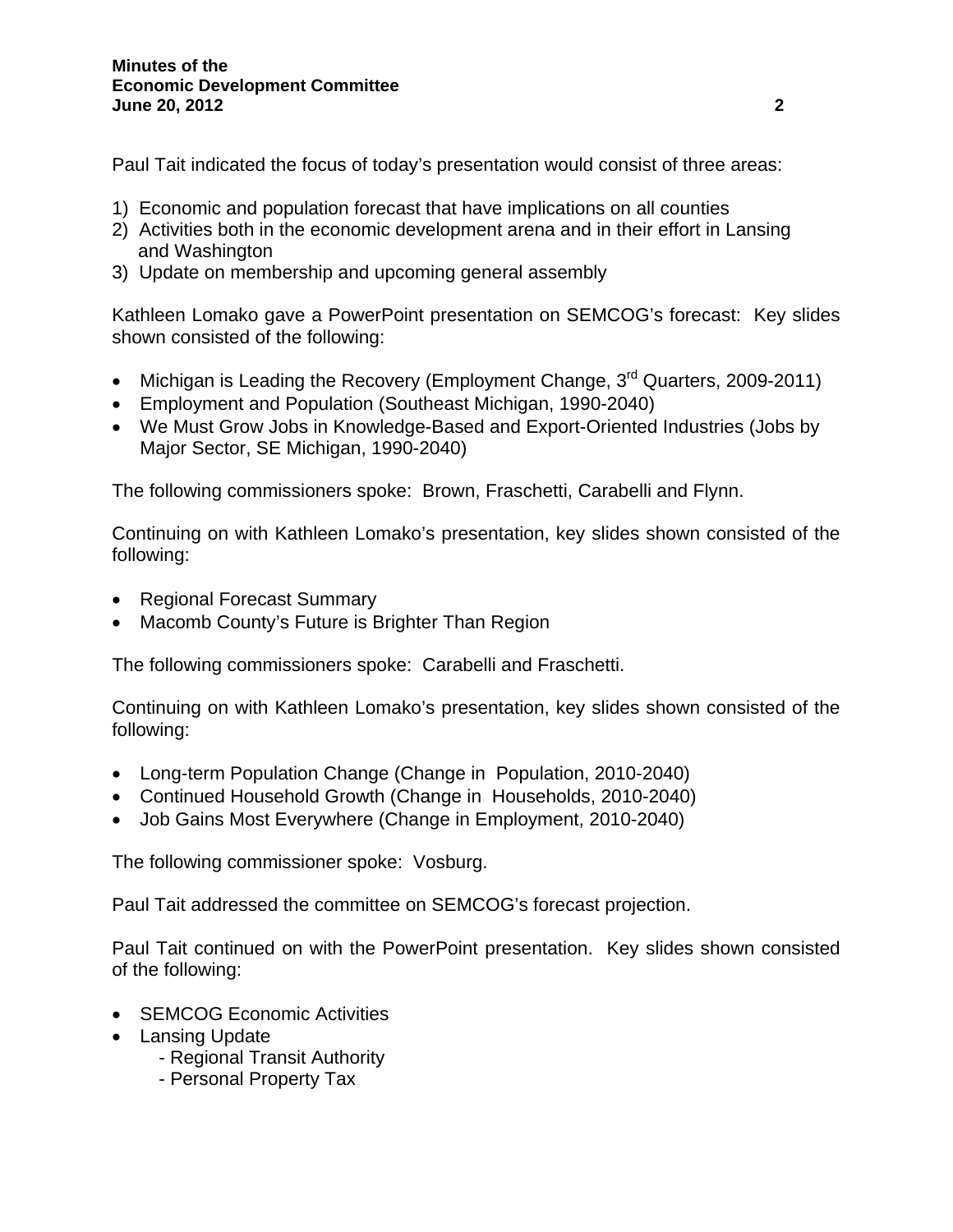Paul Tait indicated the focus of today's presentation would consist of three areas:

1) Economic and population forecast that have implications on all counties
2) Activities both in the economic development arena and in their effort in Lansing and Washington
3) Update on membership and upcoming general assembly

Kathleen Lomako gave a PowerPoint presentation on SEMCOG's forecast: Key slides shown consisted of the following:

- Michigan is Leading the Recovery (Employment Change, 3rd Quarters, 2009-2011)
- Employment and Population (Southeast Michigan, 1990-2040)
- We Must Grow Jobs in Knowledge-Based and Export-Oriented Industries (Jobs by Major Sector, SE Michigan, 1990-2040)

The following commissioners spoke: Brown, Fraschetti, Carabelli and Flynn.

Continuing on with Kathleen Lomako's presentation, key slides shown consisted of the following:

- Regional Forecast Summary
- Macomb County's Future is Brighter Than Region

The following commissioners spoke: Carabelli and Fraschetti.

Continuing on with Kathleen Lomako's presentation, key slides shown consisted of the following:

- Long-term Population Change (Change in Population, 2010-2040)
- Continued Household Growth (Change in Households, 2010-2040)
- Job Gains Most Everywhere (Change in Employment, 2010-2040)

The following commissioner spoke: Vosburg.

Paul Tait addressed the committee on SEMCOG's forecast projection.

Paul Tait continued on with the PowerPoint presentation. Key slides shown consisted of the following:

- SEMCOG Economic Activities
- Lansing Update
  - Regional Transit Authority
  - Personal Property Tax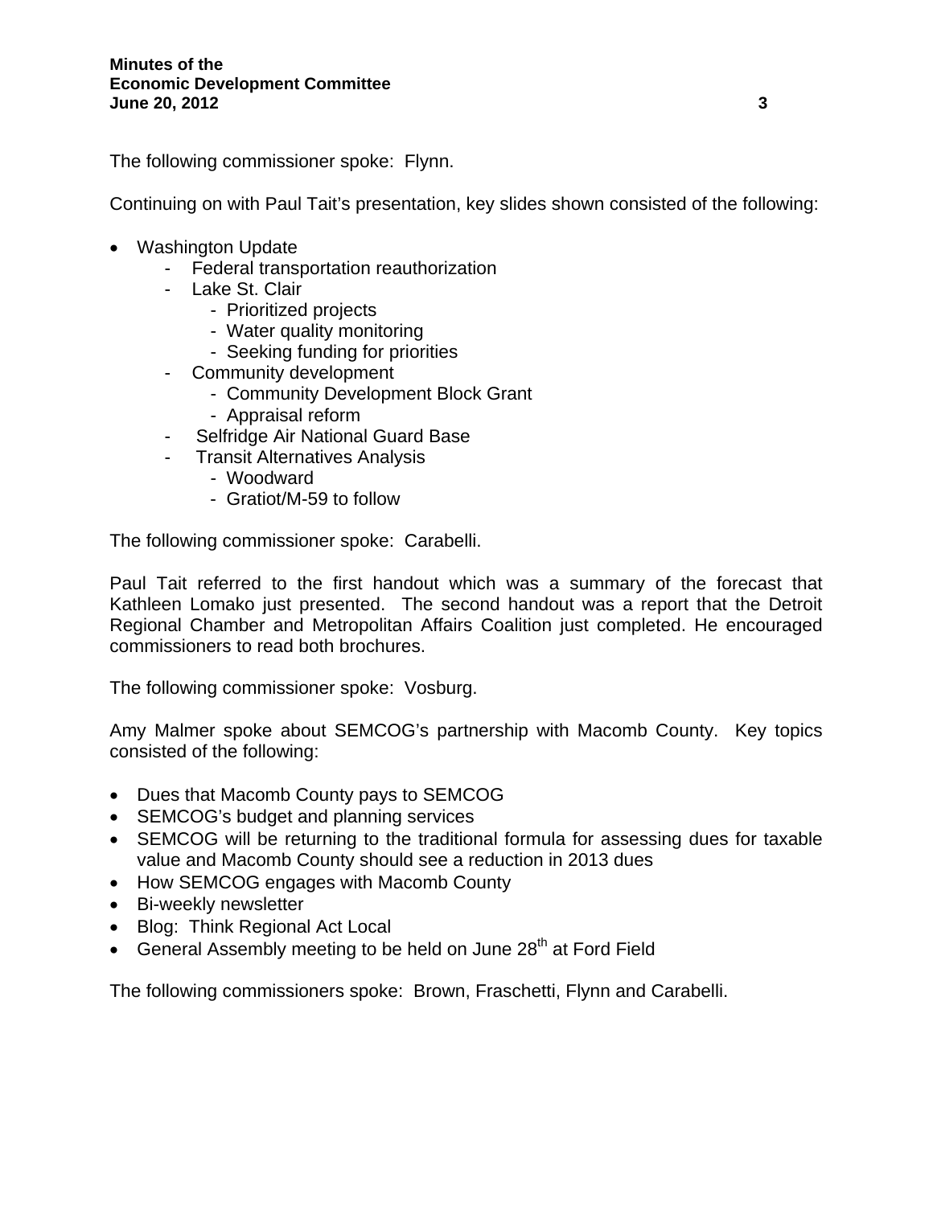The following commissioner spoke: Flynn.

Continuing on with Paul Tait's presentation, key slides shown consisted of the following:

- Washington Update
  - Federal transportation reauthorization
  - Lake St. Clair
    - Prioritized projects
    - Water quality monitoring
    - Seeking funding for priorities
  - Community development
    - Community Development Block Grant
    - Appraisal reform
  - Selfridge Air National Guard Base
  - Transit Alternatives Analysis
    - Woodward
    - Gratiot/M-59 to follow

The following commissioner spoke: Carabelli.

Paul Tait referred to the first handout which was a summary of the forecast that Kathleen Lomako just presented. The second handout was a report that the Detroit Regional Chamber and Metropolitan Affairs Coalition just completed. He encouraged commissioners to read both brochures.

The following commissioner spoke: Vosburg.

Amy Malmer spoke about SEMCOG's partnership with Macomb County. Key topics consisted of the following:

- Dues that Macomb County pays to SEMCOG
- SEMCOG's budget and planning services
- SEMCOG will be returning to the traditional formula for assessing dues for taxable value and Macomb County should see a reduction in 2013 dues
- How SEMCOG engages with Macomb County
- Bi-weekly newsletter
- Blog: Think Regional Act Local
- General Assembly meeting to be held on June 28th at Ford Field

The following commissioners spoke: Brown, Fraschetti, Flynn and Carabelli.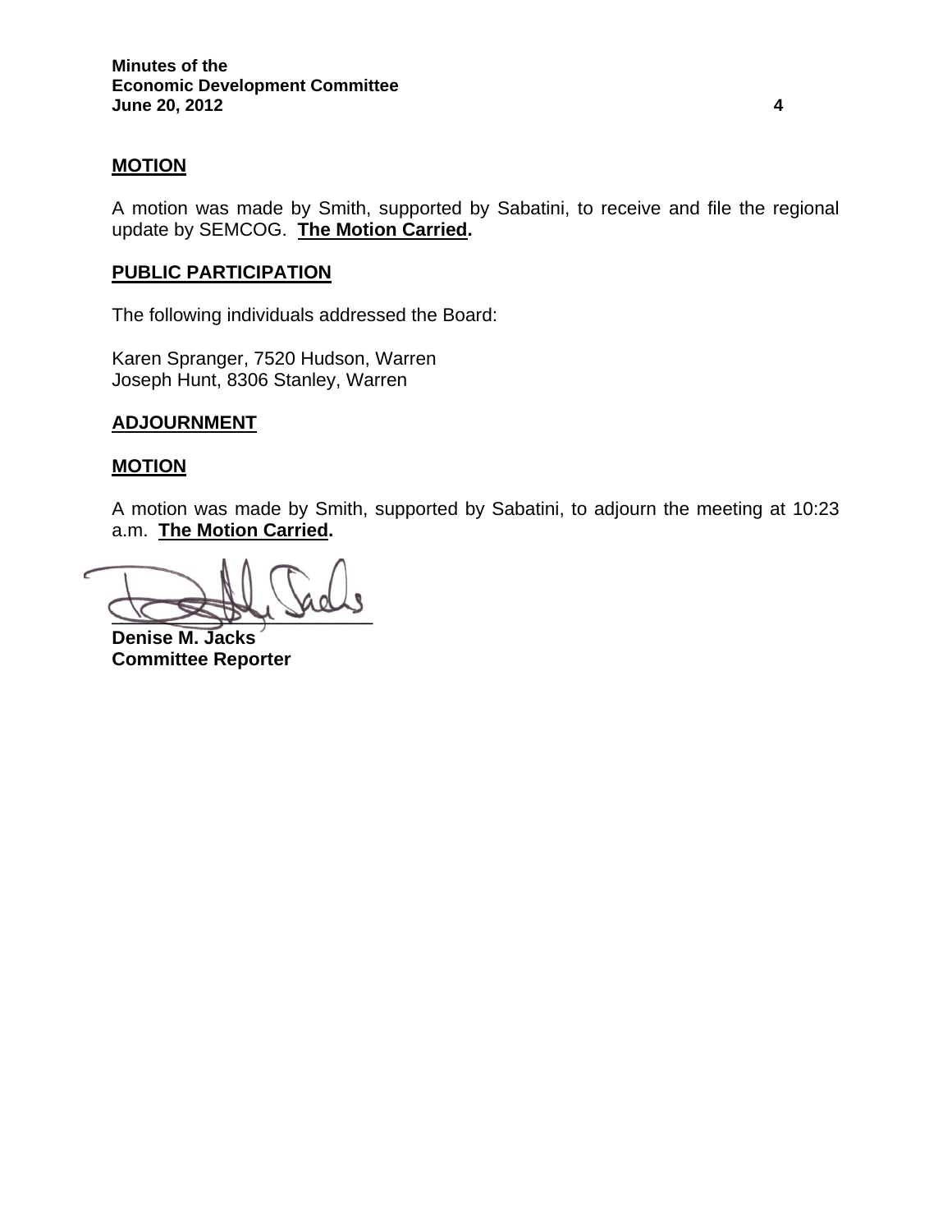**MOTION**

A motion was made by Smith, supported by Sabatini, to receive and file the regional update by SEMCOG. **The Motion Carried.**

**PUBLIC PARTICIPATION**

The following individuals addressed the Board:

Karen Spranger, 7520 Hudson, Warren
Joseph Hunt, 8306 Stanley, Warren

**ADJOURNMENT**

**MOTION**

A motion was made by Smith, supported by Sabatini, to adjourn the meeting at 10:23 a.m. **The Motion Carried.**

**Denise M. Jacks**
**Committee Reporter**